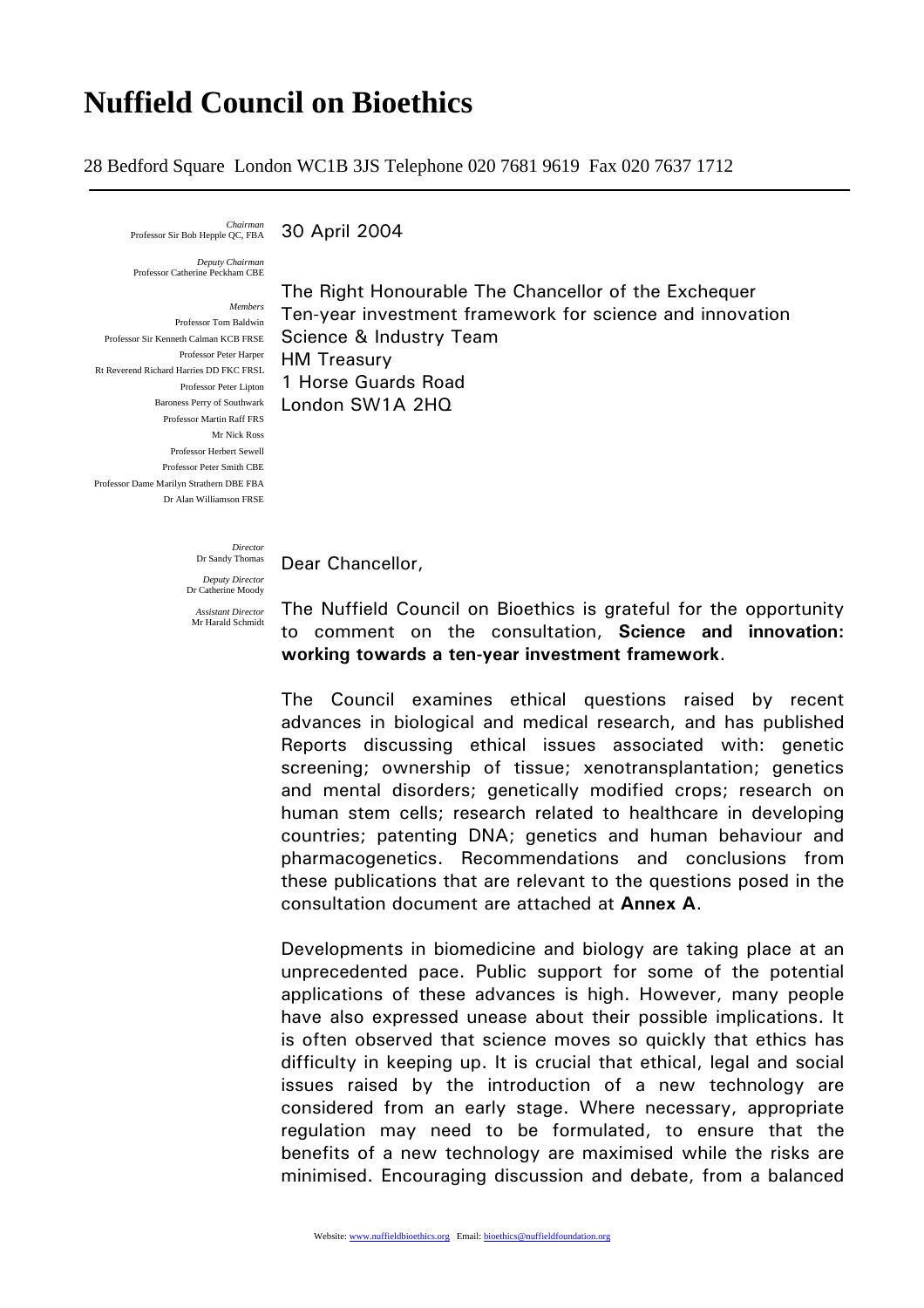# Nuffield Council on Bioethics

28 Bedford Square London WC1B 3JS Telephone 020 7681 9619 Fax 020 7637 1712

*Chairman*
Professor Sir Bob Hepple QC, FBA

*Deputy Chairman*
Professor Catherine Peckham CBE

*Members*
Professor Tom Baldwin
Professor Sir Kenneth Calman KCB FRSE
Professor Peter Harper
Rt Reverend Richard Harries DD FKC FRSL
Professor Peter Lipton
Baroness Perry of Southwark
Professor Martin Raff FRS
Mr Nick Ross
Professor Herbert Sewell
Professor Peter Smith CBE
Professor Dame Marilyn Strathern DBE FBA
Dr Alan Williamson FRSE

*Director*
Dr Sandy Thomas

*Deputy Director*
Dr Catherine Moody

*Assistant Director*
Mr Harald Schmidt

30 April 2004

The Right Honourable The Chancellor of the Exchequer
Ten-year investment framework for science and innovation
Science & Industry Team
HM Treasury
1 Horse Guards Road
London SW1A 2HQ

Dear Chancellor,

The Nuffield Council on Bioethics is grateful for the opportunity to comment on the consultation, **Science and innovation: working towards a ten-year investment framework**.

The Council examines ethical questions raised by recent advances in biological and medical research, and has published Reports discussing ethical issues associated with: genetic screening; ownership of tissue; xenotransplantation; genetics and mental disorders; genetically modified crops; research on human stem cells; research related to healthcare in developing countries; patenting DNA; genetics and human behaviour and pharmacogenetics. Recommendations and conclusions from these publications that are relevant to the questions posed in the consultation document are attached at **Annex A**.

Developments in biomedicine and biology are taking place at an unprecedented pace. Public support for some of the potential applications of these advances is high. However, many people have also expressed unease about their possible implications. It is often observed that science moves so quickly that ethics has difficulty in keeping up. It is crucial that ethical, legal and social issues raised by the introduction of a new technology are considered from an early stage. Where necessary, appropriate regulation may need to be formulated, to ensure that the benefits of a new technology are maximised while the risks are minimised. Encouraging discussion and debate, from a balanced

Website: www.nuffieldbioethics.org Email: bioethics@nuffieldfoundation.org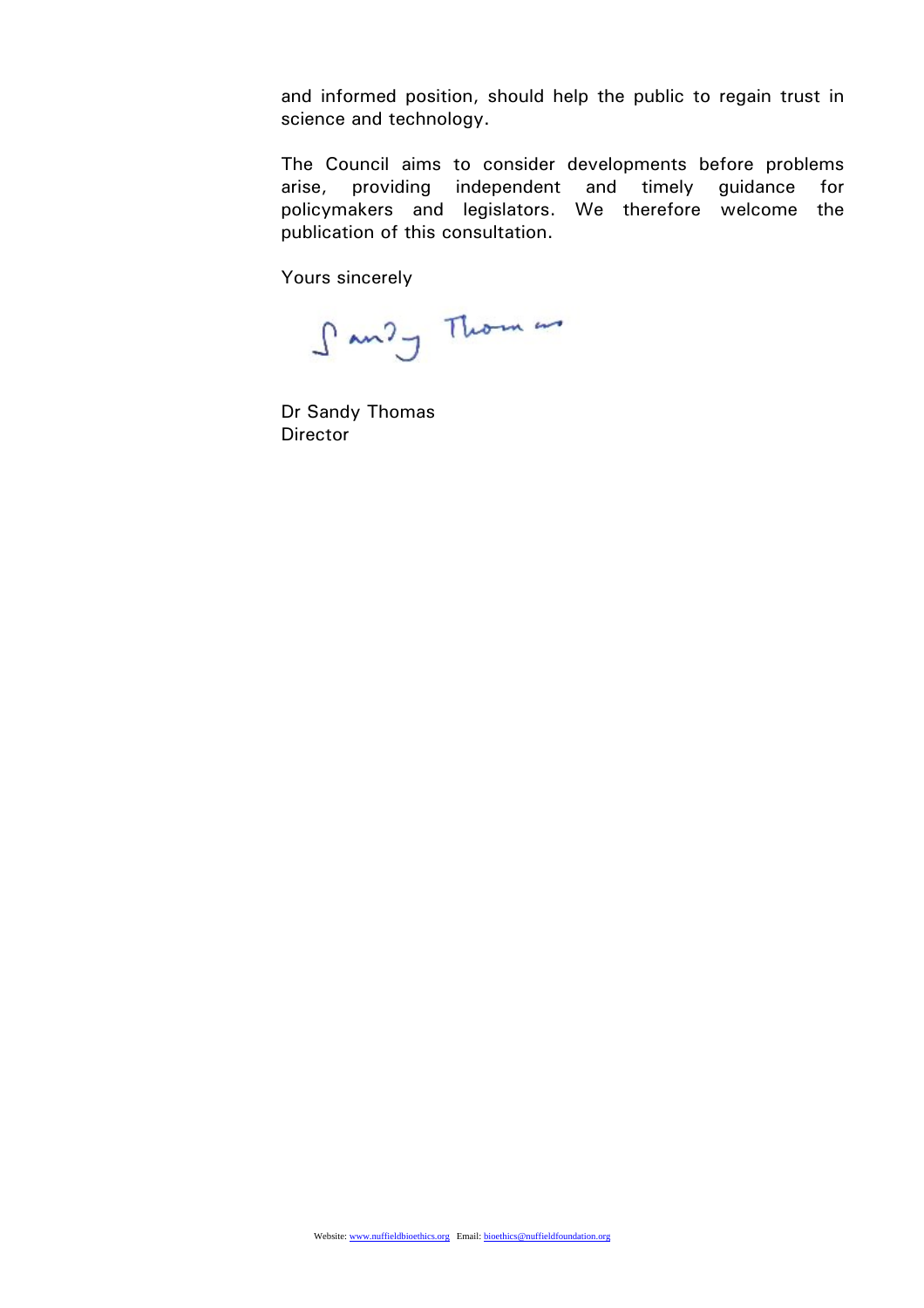and informed position, should help the public to regain trust in science and technology.

The Council aims to consider developments before problems arise, providing independent and timely guidance for policymakers and legislators. We therefore welcome the publication of this consultation.

Yours sincerely

Sandy Thomas

Dr Sandy Thomas
Director

Website: www.nuffieldbioethics.org Email: bioethics@nuffieldfoundation.org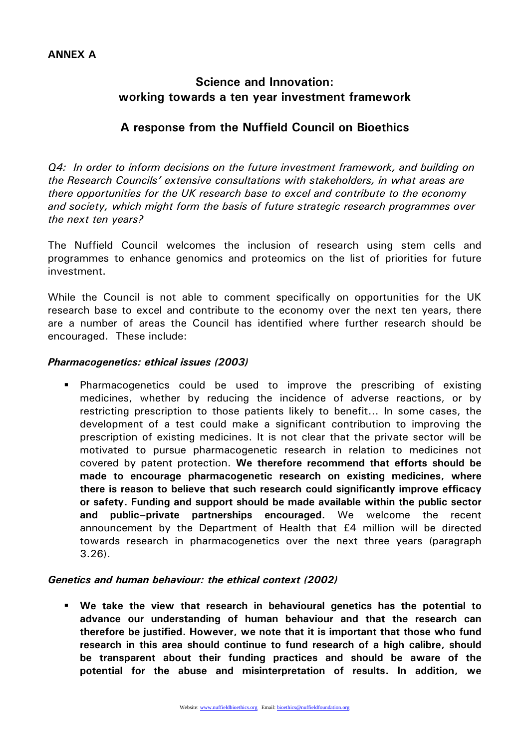**ANNEX A**

## Science and Innovation: working towards a ten year investment framework

## A response from the Nuffield Council on Bioethics

*Q4: In order to inform decisions on the future investment framework, and building on the Research Councils' extensive consultations with stakeholders, in what areas are there opportunities for the UK research base to excel and contribute to the economy and society, which might form the basis of future strategic research programmes over the next ten years?*

The Nuffield Council welcomes the inclusion of research using stem cells and programmes to enhance genomics and proteomics on the list of priorities for future investment.

While the Council is not able to comment specifically on opportunities for the UK research base to excel and contribute to the economy over the next ten years, there are a number of areas the Council has identified where further research should be encouraged. These include:

***Pharmacogenetics: ethical issues (2003)***

- Pharmacogenetics could be used to improve the prescribing of existing medicines, whether by reducing the incidence of adverse reactions, or by restricting prescription to those patients likely to benefit... In some cases, the development of a test could make a significant contribution to improving the prescription of existing medicines. It is not clear that the private sector will be motivated to pursue pharmacogenetic research in relation to medicines not covered by patent protection. **We therefore recommend that efforts should be made to encourage pharmacogenetic research on existing medicines, where there is reason to believe that such research could significantly improve efficacy or safety. Funding and support should be made available within the public sector and public–private partnerships encouraged.** We welcome the recent announcement by the Department of Health that £4 million will be directed towards research in pharmacogenetics over the next three years (paragraph 3.26).

***Genetics and human behaviour: the ethical context (2002)***

- **We take the view that research in behavioural genetics has the potential to advance our understanding of human behaviour and that the research can therefore be justified. However, we note that it is important that those who fund research in this area should continue to fund research of a high calibre, should be transparent about their funding practices and should be aware of the potential for the abuse and misinterpretation of results. In addition, we**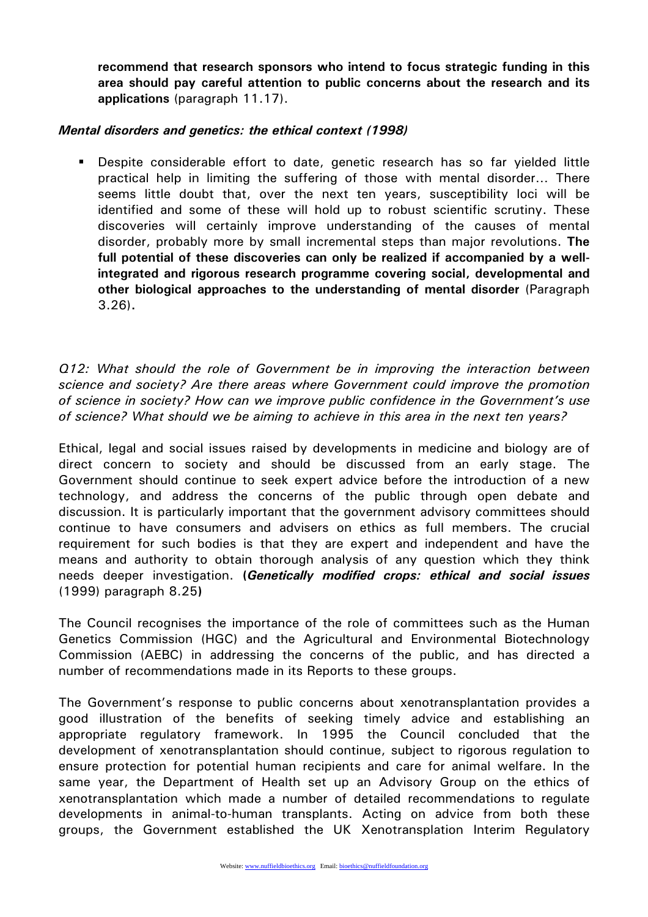**recommend that research sponsors who intend to focus strategic funding in this area should pay careful attention to public concerns about the research and its applications** (paragraph 11.17).

***Mental disorders and genetics: the ethical context (1998)***

- Despite considerable effort to date, genetic research has so far yielded little practical help in limiting the suffering of those with mental disorder… There seems little doubt that, over the next ten years, susceptibility loci will be identified and some of these will hold up to robust scientific scrutiny. These discoveries will certainly improve understanding of the causes of mental disorder, probably more by small incremental steps than major revolutions. **The full potential of these discoveries can only be realized if accompanied by a well-integrated and rigorous research programme covering social, developmental and other biological approaches to the understanding of mental disorder** (Paragraph 3.26).

*Q12: What should the role of Government be in improving the interaction between science and society? Are there areas where Government could improve the promotion of science in society? How can we improve public confidence in the Government's use of science? What should we be aiming to achieve in this area in the next ten years?*

Ethical, legal and social issues raised by developments in medicine and biology are of direct concern to society and should be discussed from an early stage. The Government should continue to seek expert advice before the introduction of a new technology, and address the concerns of the public through open debate and discussion. It is particularly important that the government advisory committees should continue to have consumers and advisers on ethics as full members. The crucial requirement for such bodies is that they are expert and independent and have the means and authority to obtain thorough analysis of any question which they think needs deeper investigation. **(*Genetically modified crops: ethical and social issues*** (1999) paragraph 8.25**)**

The Council recognises the importance of the role of committees such as the Human Genetics Commission (HGC) and the Agricultural and Environmental Biotechnology Commission (AEBC) in addressing the concerns of the public, and has directed a number of recommendations made in its Reports to these groups.

The Government's response to public concerns about xenotransplantation provides a good illustration of the benefits of seeking timely advice and establishing an appropriate regulatory framework. In 1995 the Council concluded that the development of xenotransplantation should continue, subject to rigorous regulation to ensure protection for potential human recipients and care for animal welfare. In the same year, the Department of Health set up an Advisory Group on the ethics of xenotransplantation which made a number of detailed recommendations to regulate developments in animal-to-human transplants. Acting on advice from both these groups, the Government established the UK Xenotransplation Interim Regulatory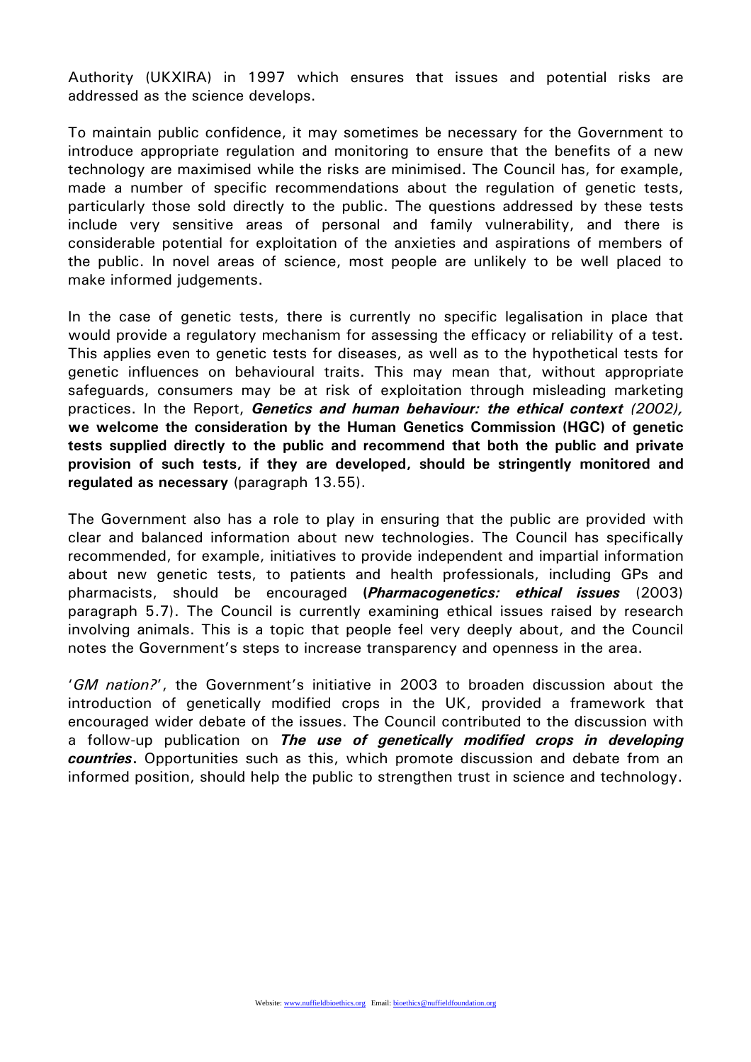Authority (UKXIRA) in 1997 which ensures that issues and potential risks are addressed as the science develops.

To maintain public confidence, it may sometimes be necessary for the Government to introduce appropriate regulation and monitoring to ensure that the benefits of a new technology are maximised while the risks are minimised. The Council has, for example, made a number of specific recommendations about the regulation of genetic tests, particularly those sold directly to the public. The questions addressed by these tests include very sensitive areas of personal and family vulnerability, and there is considerable potential for exploitation of the anxieties and aspirations of members of the public. In novel areas of science, most people are unlikely to be well placed to make informed judgements.

In the case of genetic tests, there is currently no specific legalisation in place that would provide a regulatory mechanism for assessing the efficacy or reliability of a test. This applies even to genetic tests for diseases, as well as to the hypothetical tests for genetic influences on behavioural traits. This may mean that, without appropriate safeguards, consumers may be at risk of exploitation through misleading marketing practices. In the Report, ***Genetics and human behaviour: the ethical context*** *(2002),* **we welcome the consideration by the Human Genetics Commission (HGC) of genetic tests supplied directly to the public and recommend that both the public and private provision of such tests, if they are developed, should be stringently monitored and regulated as necessary** (paragraph 13.55).

The Government also has a role to play in ensuring that the public are provided with clear and balanced information about new technologies. The Council has specifically recommended, for example, initiatives to provide independent and impartial information about new genetic tests, to patients and health professionals, including GPs and pharmacists, should be encouraged (***Pharmacogenetics: ethical issues*** (2003) paragraph 5.7). The Council is currently examining ethical issues raised by research involving animals. This is a topic that people feel very deeply about, and the Council notes the Government's steps to increase transparency and openness in the area.

'*GM nation?*', the Government's initiative in 2003 to broaden discussion about the introduction of genetically modified crops in the UK, provided a framework that encouraged wider debate of the issues. The Council contributed to the discussion with a follow-up publication on ***The use of genetically modified crops in developing countries***. Opportunities such as this, which promote discussion and debate from an informed position, should help the public to strengthen trust in science and technology.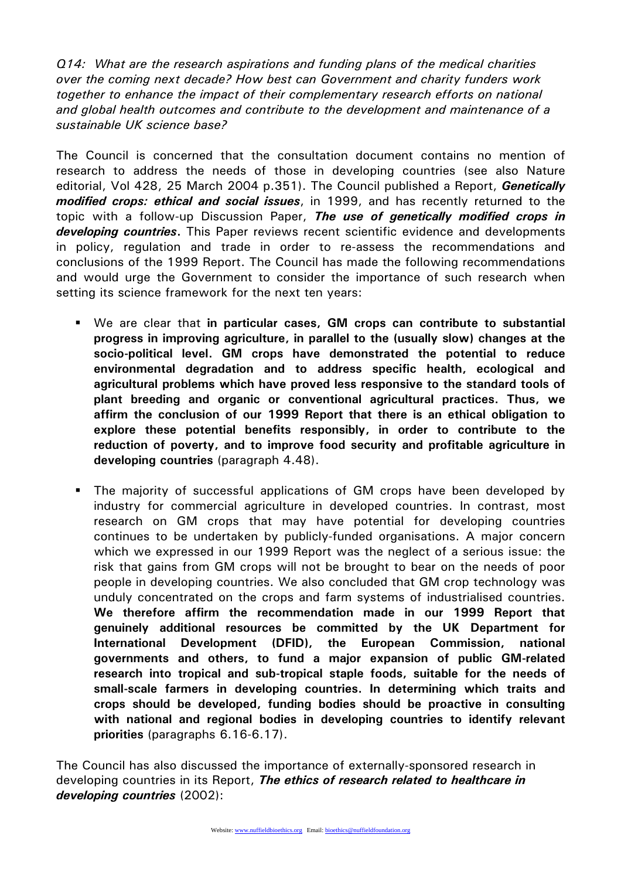*Q14: What are the research aspirations and funding plans of the medical charities over the coming next decade? How best can Government and charity funders work together to enhance the impact of their complementary research efforts on national and global health outcomes and contribute to the development and maintenance of a sustainable UK science base?*

The Council is concerned that the consultation document contains no mention of research to address the needs of those in developing countries (see also Nature editorial, Vol 428, 25 March 2004 p.351). The Council published a Report, ***Genetically modified crops: ethical and social issues***, in 1999, and has recently returned to the topic with a follow-up Discussion Paper, ***The use of genetically modified crops in developing countries***. This Paper reviews recent scientific evidence and developments in policy, regulation and trade in order to re-assess the recommendations and conclusions of the 1999 Report. The Council has made the following recommendations and would urge the Government to consider the importance of such research when setting its science framework for the next ten years:

- We are clear that **in particular cases, GM crops can contribute to substantial progress in improving agriculture, in parallel to the (usually slow) changes at the socio-political level. GM crops have demonstrated the potential to reduce environmental degradation and to address specific health, ecological and agricultural problems which have proved less responsive to the standard tools of plant breeding and organic or conventional agricultural practices. Thus, we affirm the conclusion of our 1999 Report that there is an ethical obligation to explore these potential benefits responsibly, in order to contribute to the reduction of poverty, and to improve food security and profitable agriculture in developing countries** (paragraph 4.48).

- The majority of successful applications of GM crops have been developed by industry for commercial agriculture in developed countries. In contrast, most research on GM crops that may have potential for developing countries continues to be undertaken by publicly-funded organisations. A major concern which we expressed in our 1999 Report was the neglect of a serious issue: the risk that gains from GM crops will not be brought to bear on the needs of poor people in developing countries. We also concluded that GM crop technology was unduly concentrated on the crops and farm systems of industrialised countries. **We therefore affirm the recommendation made in our 1999 Report that genuinely additional resources be committed by the UK Department for International Development (DFID), the European Commission, national governments and others, to fund a major expansion of public GM-related research into tropical and sub-tropical staple foods, suitable for the needs of small-scale farmers in developing countries. In determining which traits and crops should be developed, funding bodies should be proactive in consulting with national and regional bodies in developing countries to identify relevant priorities** (paragraphs 6.16-6.17).

The Council has also discussed the importance of externally-sponsored research in developing countries in its Report, ***The ethics of research related to healthcare in developing countries*** (2002):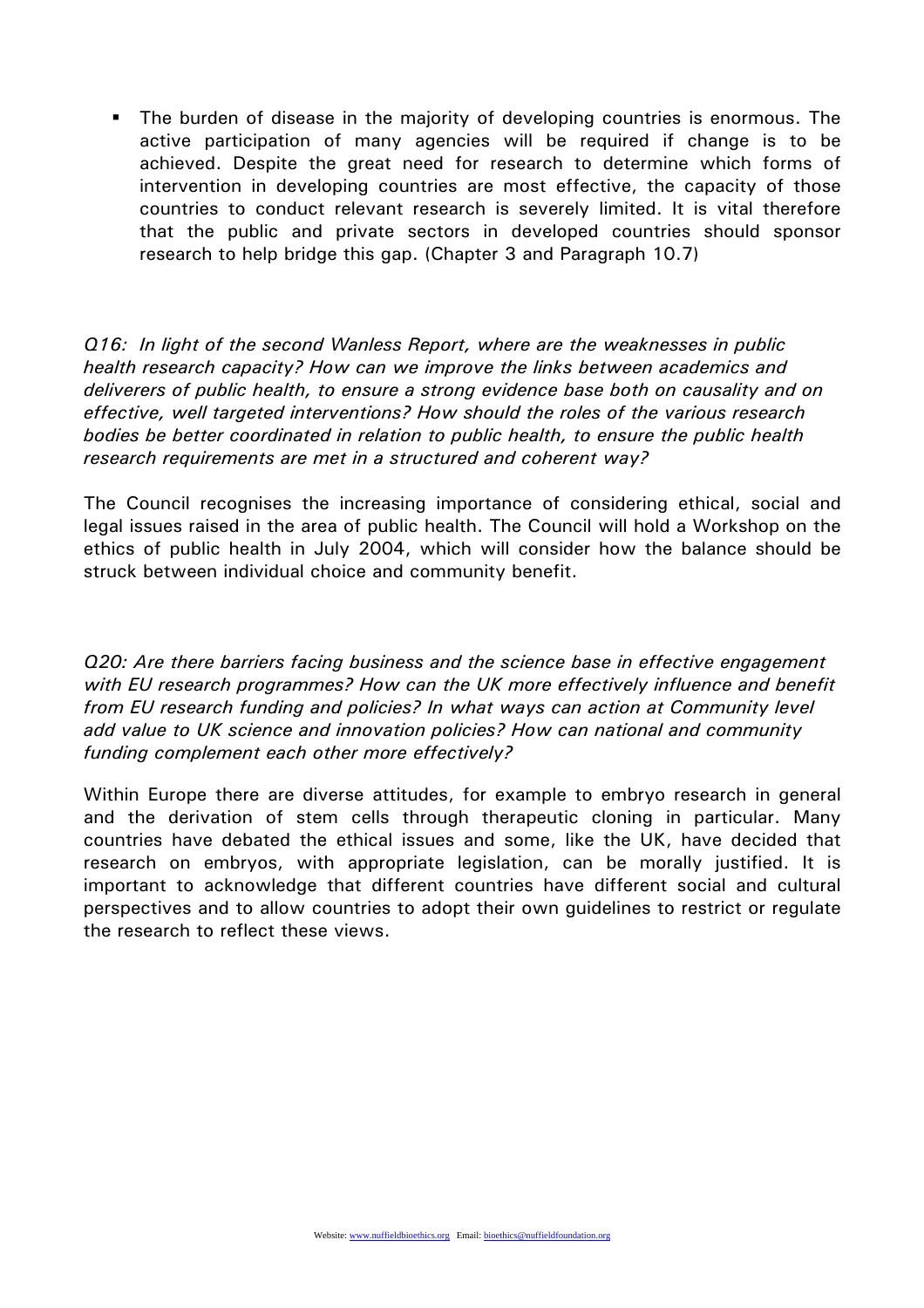- The burden of disease in the majority of developing countries is enormous. The active participation of many agencies will be required if change is to be achieved. Despite the great need for research to determine which forms of intervention in developing countries are most effective, the capacity of those countries to conduct relevant research is severely limited. It is vital therefore that the public and private sectors in developed countries should sponsor research to help bridge this gap. (Chapter 3 and Paragraph 10.7)

*Q16: In light of the second Wanless Report, where are the weaknesses in public health research capacity? How can we improve the links between academics and deliverers of public health, to ensure a strong evidence base both on causality and on effective, well targeted interventions? How should the roles of the various research bodies be better coordinated in relation to public health, to ensure the public health research requirements are met in a structured and coherent way?*

The Council recognises the increasing importance of considering ethical, social and legal issues raised in the area of public health. The Council will hold a Workshop on the ethics of public health in July 2004, which will consider how the balance should be struck between individual choice and community benefit.

*Q20: Are there barriers facing business and the science base in effective engagement with EU research programmes? How can the UK more effectively influence and benefit from EU research funding and policies? In what ways can action at Community level add value to UK science and innovation policies? How can national and community funding complement each other more effectively?*

Within Europe there are diverse attitudes, for example to embryo research in general and the derivation of stem cells through therapeutic cloning in particular. Many countries have debated the ethical issues and some, like the UK, have decided that research on embryos, with appropriate legislation, can be morally justified. It is important to acknowledge that different countries have different social and cultural perspectives and to allow countries to adopt their own guidelines to restrict or regulate the research to reflect these views.